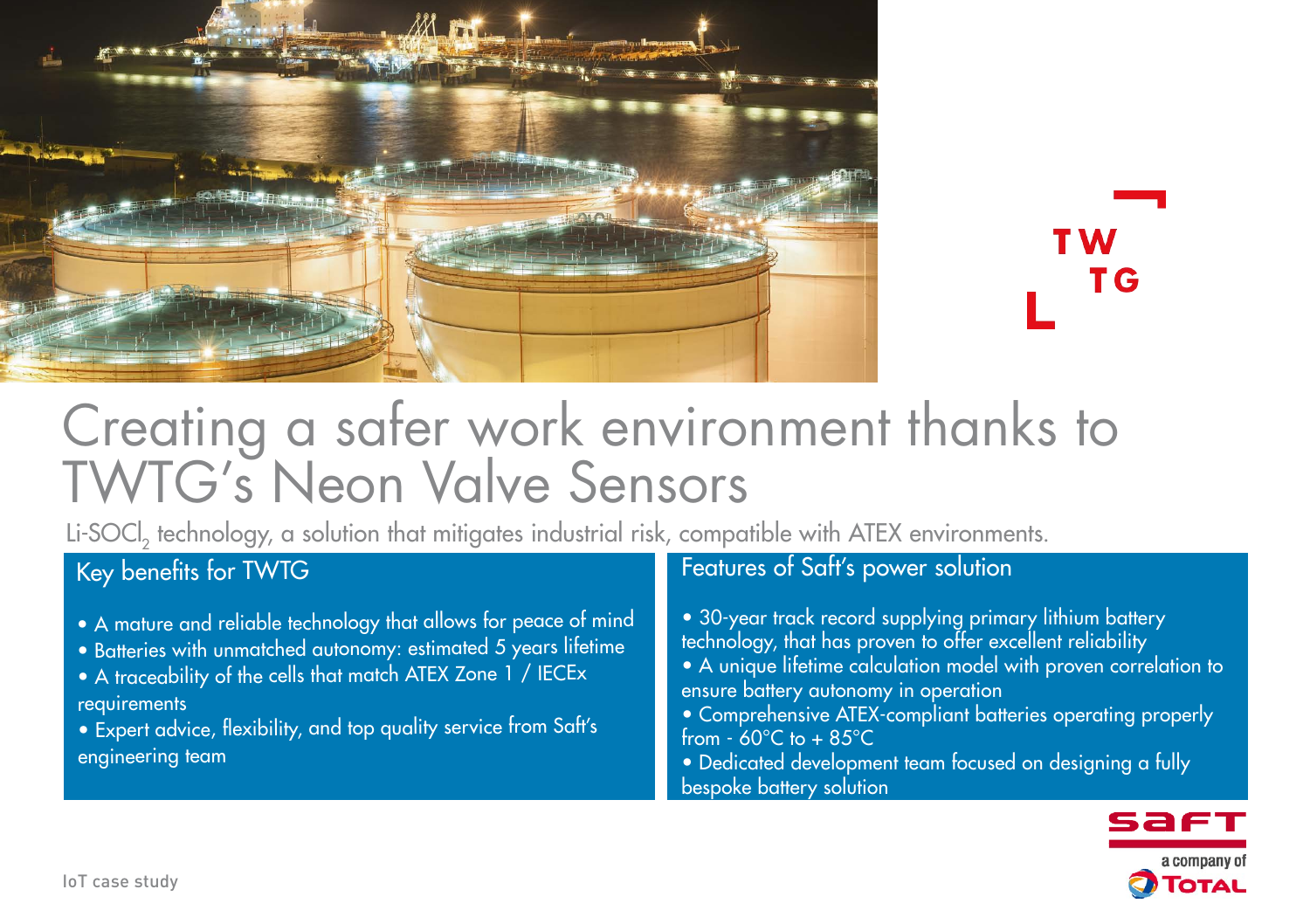# Creating a safer work environment thanks to TWTG's Neon Valve Sensors

$Li\text{-}SOCl_2$ technology, a solution that mitigates industrial risk, compatible with ATEX environments.

## Key benefits for TWTG

- A mature and reliable technology that allows for peace of mind
- Batteries with unmatched autonomy: estimated 5 years lifetime
- A traceability of the cells that match ATEX Zone 1 / IECEx requirements
- Expert advice, flexibility, and top quality service from Saft's engineering team

## Features of Saft's power solution

- 30-year track record supplying primary lithium battery technology, that has proven to offer excellent reliability
- A unique lifetime calculation model with proven correlation to ensure battery autonomy in operation
- Comprehensive ATEX-compliant batteries operating properly from - 60°C to + 85°C
- Dedicated development team focused on designing a fully bespoke battery solution

IoT case study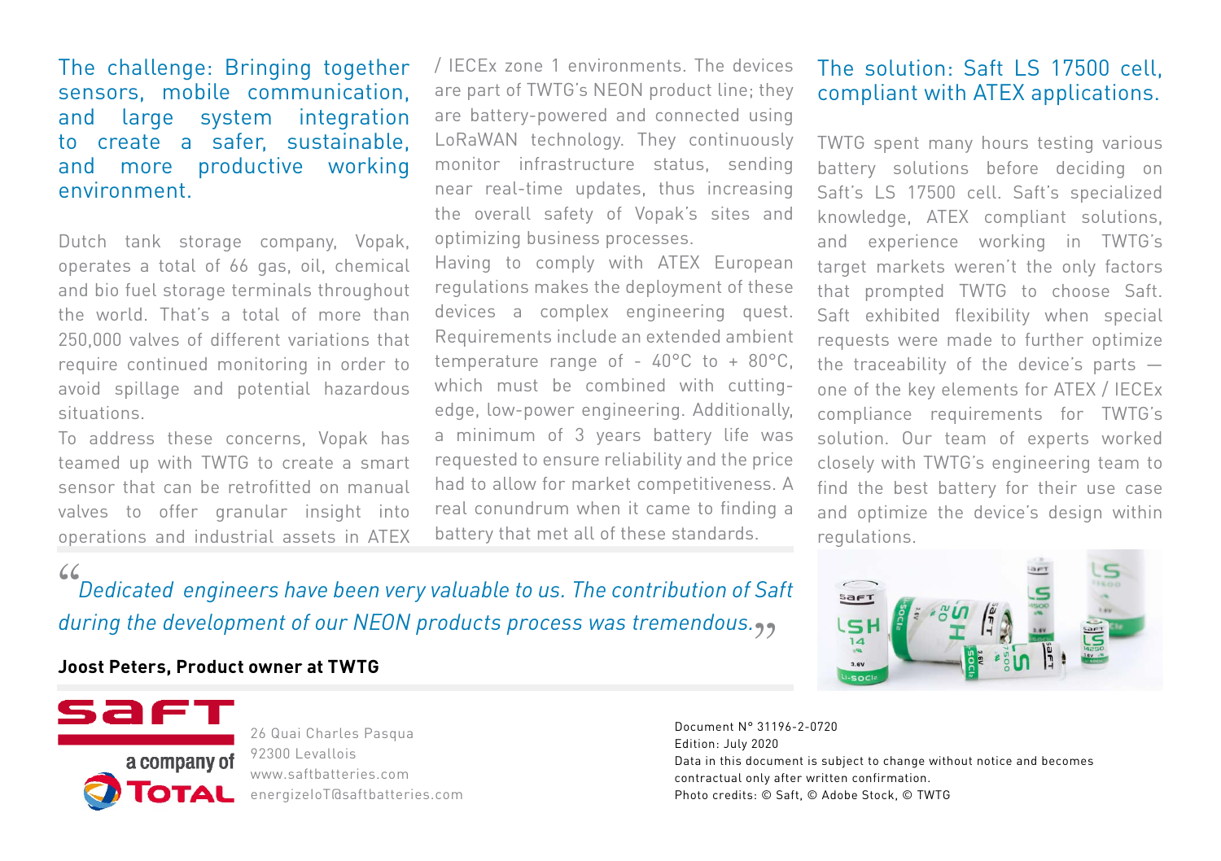## The challenge: Bringing together sensors, mobile communication, and large system integration to create a safer, sustainable, and more productive working environment.

Dutch tank storage company, Vopak, operates a total of 66 gas, oil, chemical and bio fuel storage terminals throughout the world. That's a total of more than 250,000 valves of different variations that require continued monitoring in order to avoid spillage and potential hazardous situations.

To address these concerns, Vopak has teamed up with TWTG to create a smart sensor that can be retrofitted on manual valves to offer granular insight into operations and industrial assets in ATEX / IECEx zone 1 environments. The devices are part of TWTG's NEON product line; they are battery-powered and connected using LoRaWAN technology. They continuously monitor infrastructure status, sending near real-time updates, thus increasing the overall safety of Vopak's sites and optimizing business processes.

Having to comply with ATEX European regulations makes the deployment of these devices a complex engineering quest. Requirements include an extended ambient temperature range of - 40°C to + 80°C, which must be combined with cutting-edge, low-power engineering. Additionally, a minimum of 3 years battery life was requested to ensure reliability and the price had to allow for market competitiveness. A real conundrum when it came to finding a battery that met all of these standards.

## The solution: Saft LS 17500 cell, compliant with ATEX applications.

TWTG spent many hours testing various battery solutions before deciding on Saft's LS 17500 cell. Saft's specialized knowledge, ATEX compliant solutions, and experience working in TWTG's target markets weren't the only factors that prompted TWTG to choose Saft. Saft exhibited flexibility when special requests were made to further optimize the traceability of the device's parts — one of the key elements for ATEX / IECEx compliance requirements for TWTG's solution. Our team of experts worked closely with TWTG's engineering team to find the best battery for their use case and optimize the device's design within regulations.

*"Dedicated engineers have been very valuable to us. The contribution of Saft during the development of our NEON products process was tremendous."*

**Joost Peters, Product owner at TWTG**

Saft — a company of Total

26 Quai Charles Pasqua
92300 Levallois
www.saftbatteries.com
energizeIoT@saftbatteries.com

Document N° 31196-2-0720
Edition: July 2020
Data in this document is subject to change without notice and becomes contractual only after written confirmation.
Photo credits: © Saft, © Adobe Stock, © TWTG